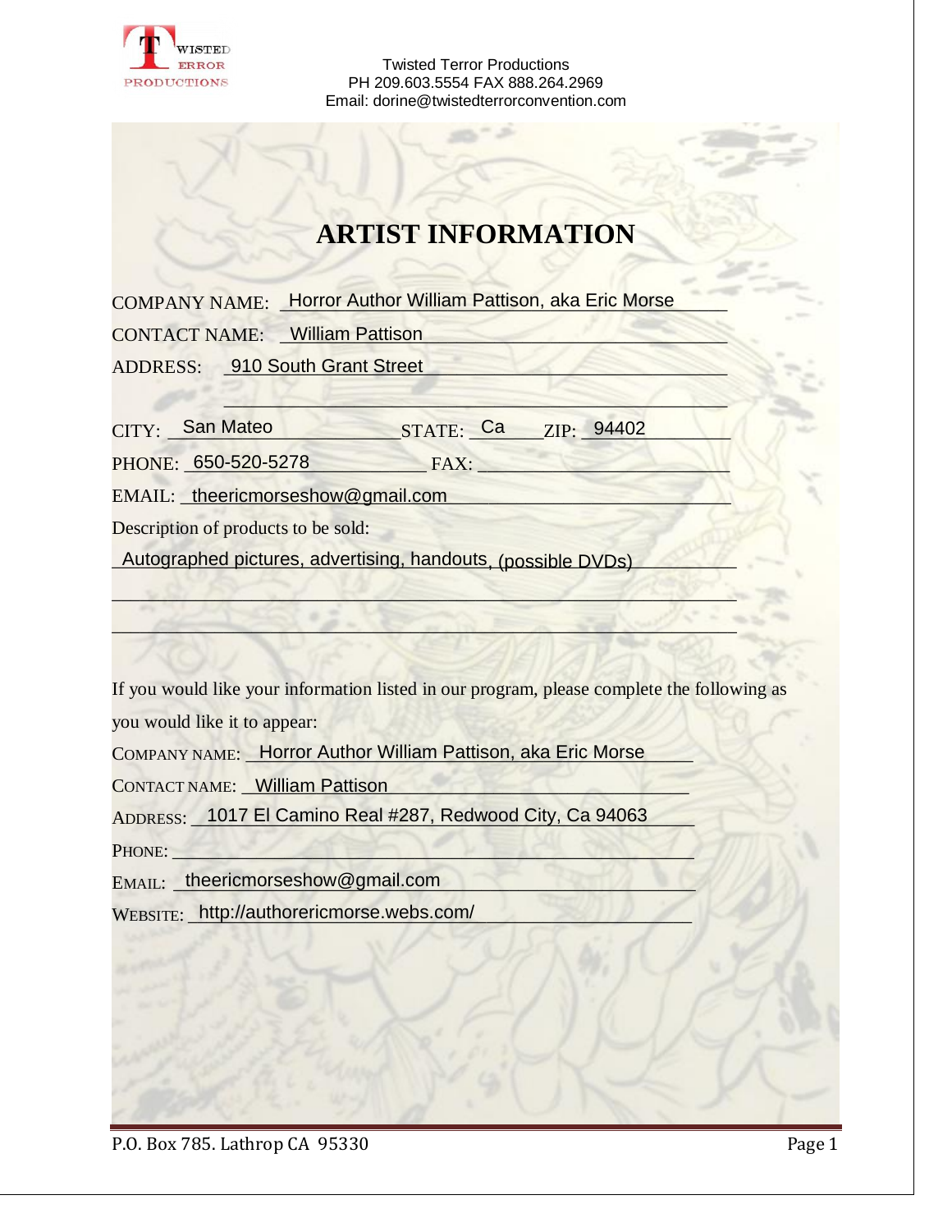Twisted Terror Productions
PH 209.603.5554 FAX 888.264.2969
Email: dorine@twistedterrorconvention.com

# ARTIST INFORMATION

COMPANY NAME: Horror Author William Pattison, aka Eric Morse

CONTACT NAME: William Pattison

ADDRESS: 910 South Grant Street

CITY: San Mateo STATE: Ca ZIP: 94402

PHONE: 650-520-5278 FAX:

EMAIL: theericmorseshow@gmail.com

Description of products to be sold:

Autographed pictures, advertising, handouts, (possible DVDs)

If you would like your information listed in our program, please complete the following as you would like it to appear:

COMPANY NAME: Horror Author William Pattison, aka Eric Morse

CONTACT NAME: William Pattison

ADDRESS: 1017 El Camino Real #287, Redwood City, Ca 94063

PHONE:

EMAIL: theericmorseshow@gmail.com

WEBSITE: http://authorericmorse.webs.com/

P.O. Box 785. Lathrop CA 95330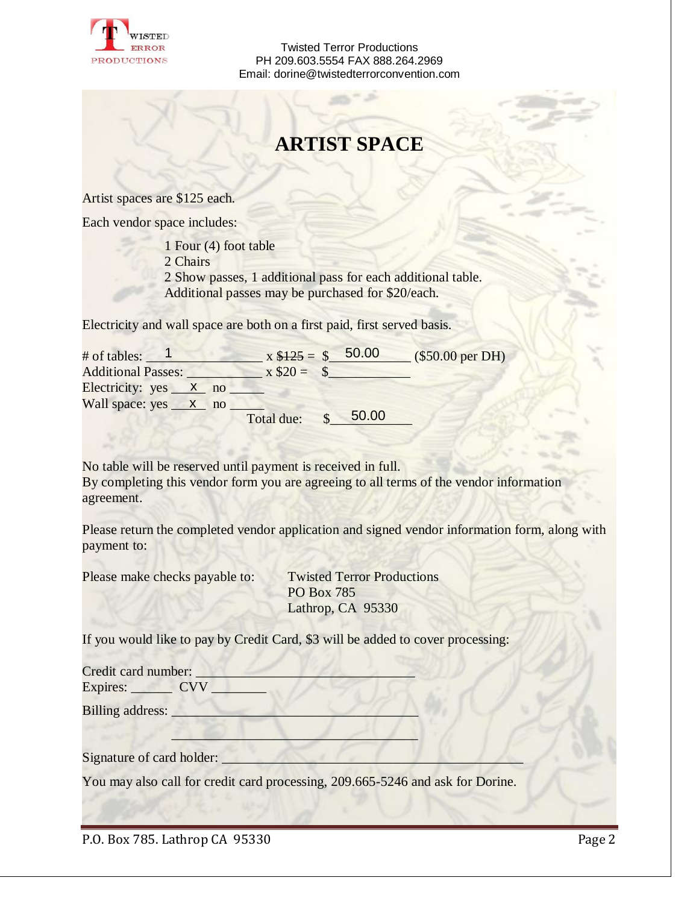Twisted Terror Productions
PH 209.603.5554 FAX 888.264.2969
Email: dorine@twistedterrorconvention.com

# ARTIST SPACE

Artist spaces are $125 each.

Each vendor space includes:

1 Four (4) foot table
2 Chairs
2 Show passes, 1 additional pass for each additional table.
Additional passes may be purchased for $20/each.

Electricity and wall space are both on a first paid, first served basis.

# of tables: 1 x ~~$125~~ = $ 50.00 ($50.00 per DH)
Additional Passes: ___________ x $20 = $___________
Electricity: yes x no _____
Wall space: yes x no _____
Total due: $ 50.00

No table will be reserved until payment is received in full.
By completing this vendor form you are agreeing to all terms of the vendor information agreement.

Please return the completed vendor application and signed vendor information form, along with payment to:

Please make checks payable to: Twisted Terror Productions
PO Box 785
Lathrop, CA 95330

If you would like to pay by Credit Card, $3 will be added to cover processing:

Credit card number: ________________________________
Expires: ______ CVV ________

Billing address: ____________________________________

____________________________________

Signature of card holder: ____________________________________________

You may also call for credit card processing, 209.665-5246 and ask for Dorine.

P.O. Box 785. Lathrop CA 95330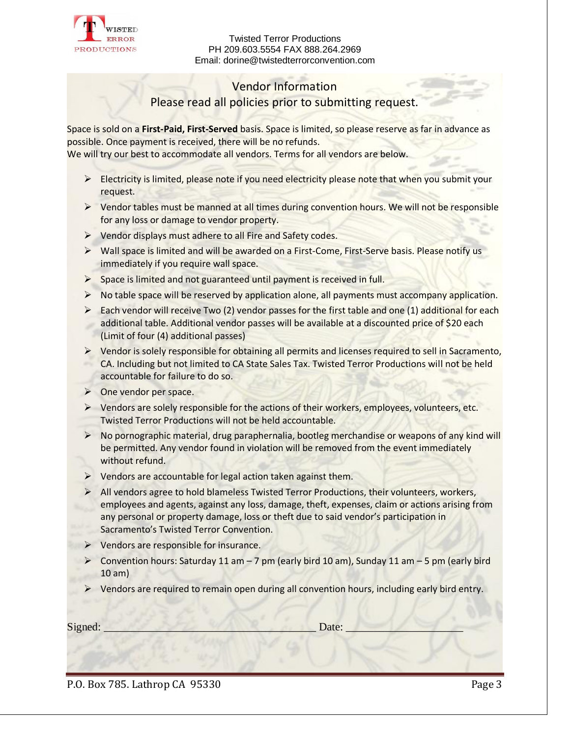Twisted Terror Productions
PH 209.603.5554 FAX 888.264.2969
Email: dorine@twistedterrorconvention.com

## Vendor Information

### Please read all policies prior to submitting request.

Space is sold on a **First-Paid, First-Served** basis. Space is limited, so please reserve as far in advance as possible. Once payment is received, there will be no refunds.
We will try our best to accommodate all vendors. Terms for all vendors are below.

- Electricity is limited, please note if you need electricity please note that when you submit your request.
- Vendor tables must be manned at all times during convention hours. We will not be responsible for any loss or damage to vendor property.
- Vendor displays must adhere to all Fire and Safety codes.
- Wall space is limited and will be awarded on a First-Come, First-Serve basis. Please notify us immediately if you require wall space.
- Space is limited and not guaranteed until payment is received in full.
- No table space will be reserved by application alone, all payments must accompany application.
- Each vendor will receive Two (2) vendor passes for the first table and one (1) additional for each additional table. Additional vendor passes will be available at a discounted price of $20 each (Limit of four (4) additional passes)
- Vendor is solely responsible for obtaining all permits and licenses required to sell in Sacramento, CA. Including but not limited to CA State Sales Tax. Twisted Terror Productions will not be held accountable for failure to do so.
- One vendor per space.
- Vendors are solely responsible for the actions of their workers, employees, volunteers, etc. Twisted Terror Productions will not be held accountable.
- No pornographic material, drug paraphernalia, bootleg merchandise or weapons of any kind will be permitted. Any vendor found in violation will be removed from the event immediately without refund.
- Vendors are accountable for legal action taken against them.
- All vendors agree to hold blameless Twisted Terror Productions, their volunteers, workers, employees and agents, against any loss, damage, theft, expenses, claim or actions arising from any personal or property damage, loss or theft due to said vendor's participation in Sacramento's Twisted Terror Convention.
- Vendors are responsible for insurance.
- Convention hours: Saturday 11 am – 7 pm (early bird 10 am), Sunday 11 am – 5 pm (early bird 10 am)
- Vendors are required to remain open during all convention hours, including early bird entry.

Signed: ______________________________________ Date: _____________________

P.O. Box 785. Lathrop CA 95330